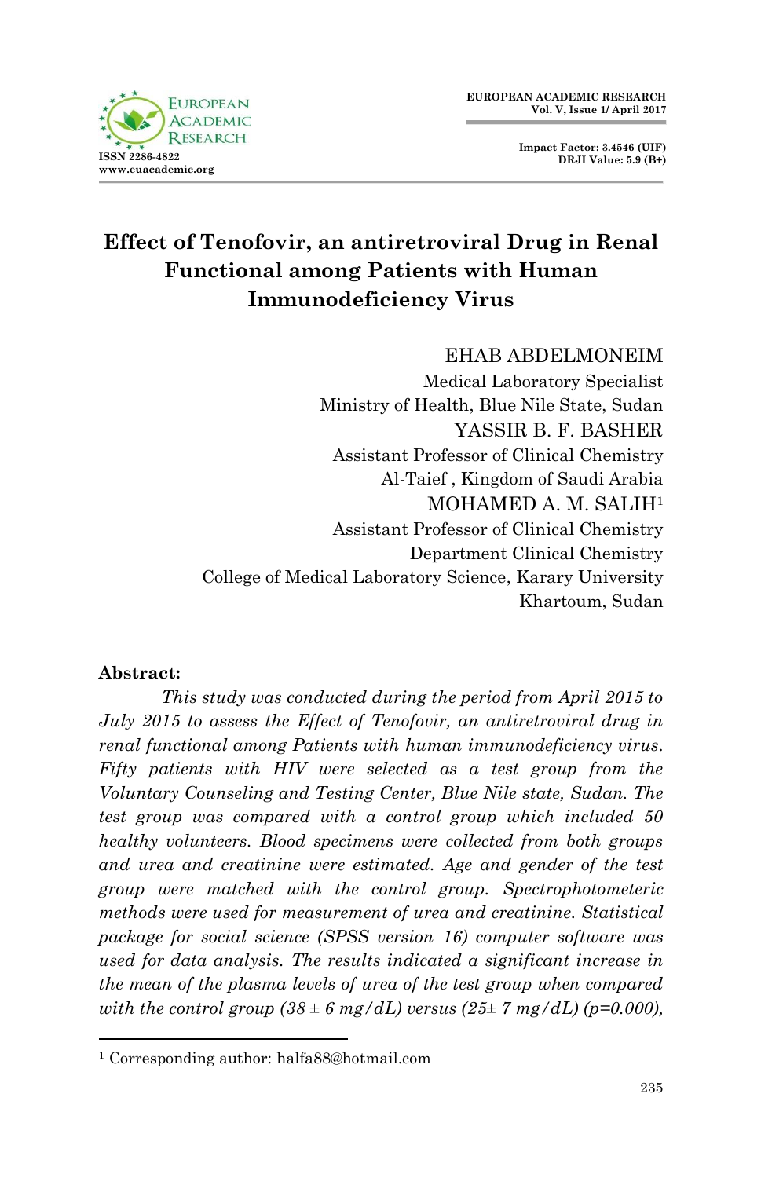# Effect of Tenofovir, an antiretroviral Drug in Renal Functional among Patients with Human Immunodeficiency Virus

EHAB ABDELMONEIM
Medical Laboratory Specialist
Ministry of Health, Blue Nile State, Sudan

YASSIR B. F. BASHER
Assistant Professor of Clinical Chemistry
Al-Taief , Kingdom of Saudi Arabia

MOHAMED A. M. SALIH[1]
Assistant Professor of Clinical Chemistry
Department Clinical Chemistry
College of Medical Laboratory Science, Karary University
Khartoum, Sudan

**Abstract:**

*This study was conducted during the period from April 2015 to July 2015 to assess the Effect of Tenofovir, an antiretroviral drug in renal functional among Patients with human immunodeficiency virus. Fifty patients with HIV were selected as a test group from the Voluntary Counseling and Testing Center, Blue Nile state, Sudan. The test group was compared with a control group which included 50 healthy volunteers. Blood specimens were collected from both groups and urea and creatinine were estimated. Age and gender of the test group were matched with the control group. Spectrophotometeric methods were used for measurement of urea and creatinine. Statistical package for social science (SPSS version 16) computer software was used for data analysis. The results indicated a significant increase in the mean of the plasma levels of urea of the test group when compared with the control group (38 ± 6 mg/dL) versus (25± 7 mg/dL) (p=0.000),*

[1] Corresponding author: halfa88@hotmail.com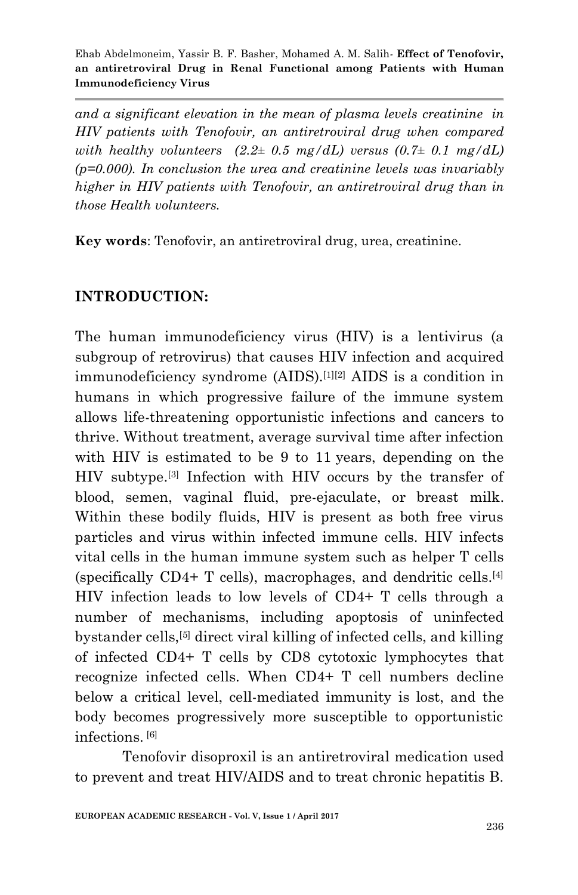*and a significant elevation in the mean of plasma levels creatinine in HIV patients with Tenofovir, an antiretroviral drug when compared with healthy volunteers (2.2± 0.5 mg/dL) versus (0.7± 0.1 mg/dL) (p=0.000). In conclusion the urea and creatinine levels was invariably higher in HIV patients with Tenofovir, an antiretroviral drug than in those Health volunteers.*

**Key words**: Tenofovir, an antiretroviral drug, urea, creatinine.

## INTRODUCTION:

The human immunodeficiency virus (HIV) is a lentivirus (a subgroup of retrovirus) that causes HIV infection and acquired immunodeficiency syndrome (AIDS).[1][2] AIDS is a condition in humans in which progressive failure of the immune system allows life-threatening opportunistic infections and cancers to thrive. Without treatment, average survival time after infection with HIV is estimated to be 9 to 11 years, depending on the HIV subtype.[3] Infection with HIV occurs by the transfer of blood, semen, vaginal fluid, pre-ejaculate, or breast milk. Within these bodily fluids, HIV is present as both free virus particles and virus within infected immune cells. HIV infects vital cells in the human immune system such as helper T cells (specifically CD4+ T cells), macrophages, and dendritic cells.[4] HIV infection leads to low levels of CD4+ T cells through a number of mechanisms, including apoptosis of uninfected bystander cells,[5] direct viral killing of infected cells, and killing of infected CD4+ T cells by CD8 cytotoxic lymphocytes that recognize infected cells. When CD4+ T cell numbers decline below a critical level, cell-mediated immunity is lost, and the body becomes progressively more susceptible to opportunistic infections. [6]

Tenofovir disoproxil is an antiretroviral medication used to prevent and treat HIV/AIDS and to treat chronic hepatitis B.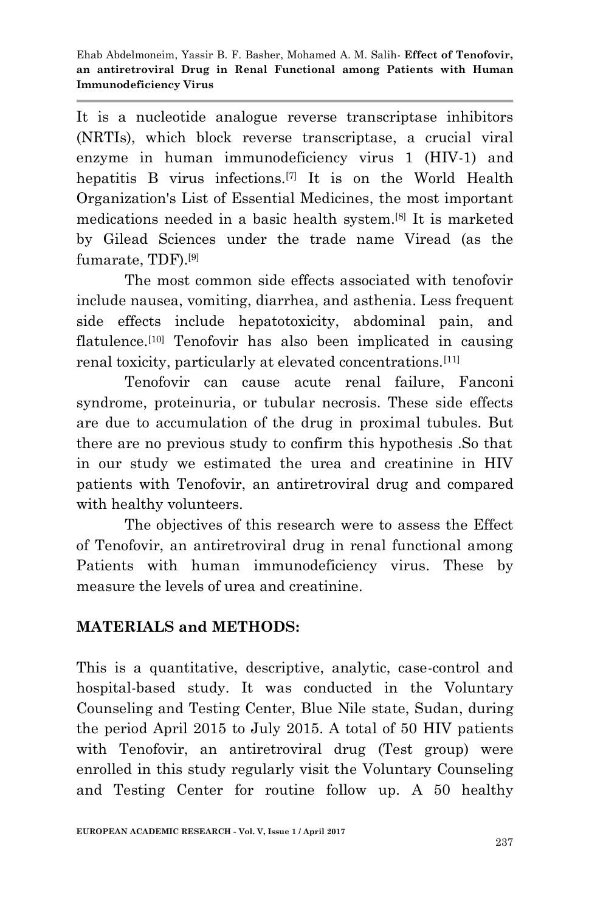It is a nucleotide analogue reverse transcriptase inhibitors (NRTIs), which block reverse transcriptase, a crucial viral enzyme in human immunodeficiency virus 1 (HIV-1) and hepatitis B virus infections.[7] It is on the World Health Organization's List of Essential Medicines, the most important medications needed in a basic health system.[8] It is marketed by Gilead Sciences under the trade name Viread (as the fumarate, TDF).[9]

The most common side effects associated with tenofovir include nausea, vomiting, diarrhea, and asthenia. Less frequent side effects include hepatotoxicity, abdominal pain, and flatulence.[10] Tenofovir has also been implicated in causing renal toxicity, particularly at elevated concentrations.[11]

Tenofovir can cause acute renal failure, Fanconi syndrome, proteinuria, or tubular necrosis. These side effects are due to accumulation of the drug in proximal tubules. But there are no previous study to confirm this hypothesis .So that in our study we estimated the urea and creatinine in HIV patients with Tenofovir, an antiretroviral drug and compared with healthy volunteers.

The objectives of this research were to assess the Effect of Tenofovir, an antiretroviral drug in renal functional among Patients with human immunodeficiency virus. These by measure the levels of urea and creatinine.

## MATERIALS and METHODS:

This is a quantitative, descriptive, analytic, case-control and hospital-based study. It was conducted in the Voluntary Counseling and Testing Center, Blue Nile state, Sudan, during the period April 2015 to July 2015. A total of 50 HIV patients with Tenofovir, an antiretroviral drug (Test group) were enrolled in this study regularly visit the Voluntary Counseling and Testing Center for routine follow up. A 50 healthy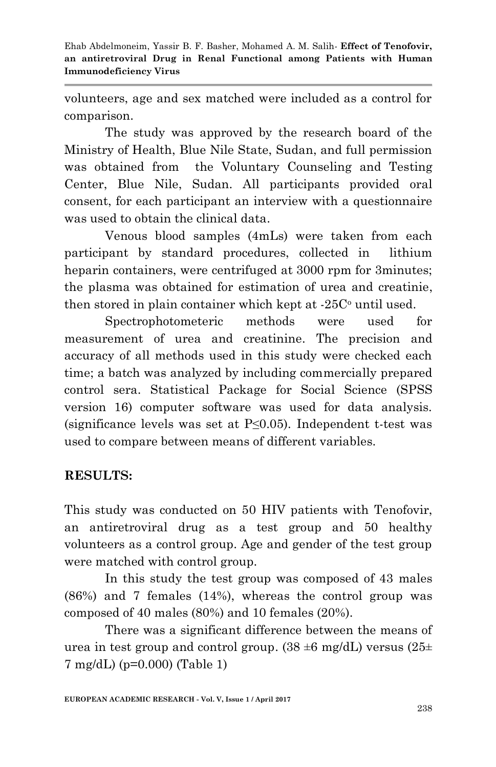volunteers, age and sex matched were included as a control for comparison.

The study was approved by the research board of the Ministry of Health, Blue Nile State, Sudan, and full permission was obtained from the Voluntary Counseling and Testing Center, Blue Nile, Sudan. All participants provided oral consent, for each participant an interview with a questionnaire was used to obtain the clinical data.

Venous blood samples (4mLs) were taken from each participant by standard procedures, collected in lithium heparin containers, were centrifuged at 3000 rpm for 3minutes; the plasma was obtained for estimation of urea and creatinie, then stored in plain container which kept at -25C$^{o}$ until used.

Spectrophotometeric methods were used for measurement of urea and creatinine. The precision and accuracy of all methods used in this study were checked each time; a batch was analyzed by including commercially prepared control sera. Statistical Package for Social Science (SPSS version 16) computer software was used for data analysis. (significance levels was set at P≤0.05). Independent t-test was used to compare between means of different variables.

## RESULTS:

This study was conducted on 50 HIV patients with Tenofovir, an antiretroviral drug as a test group and 50 healthy volunteers as a control group. Age and gender of the test group were matched with control group.

In this study the test group was composed of 43 males (86%) and 7 females (14%), whereas the control group was composed of 40 males (80%) and 10 females (20%).

There was a significant difference between the means of urea in test group and control group. (38 ±6 mg/dL) versus (25± 7 mg/dL) (p=0.000) (Table 1)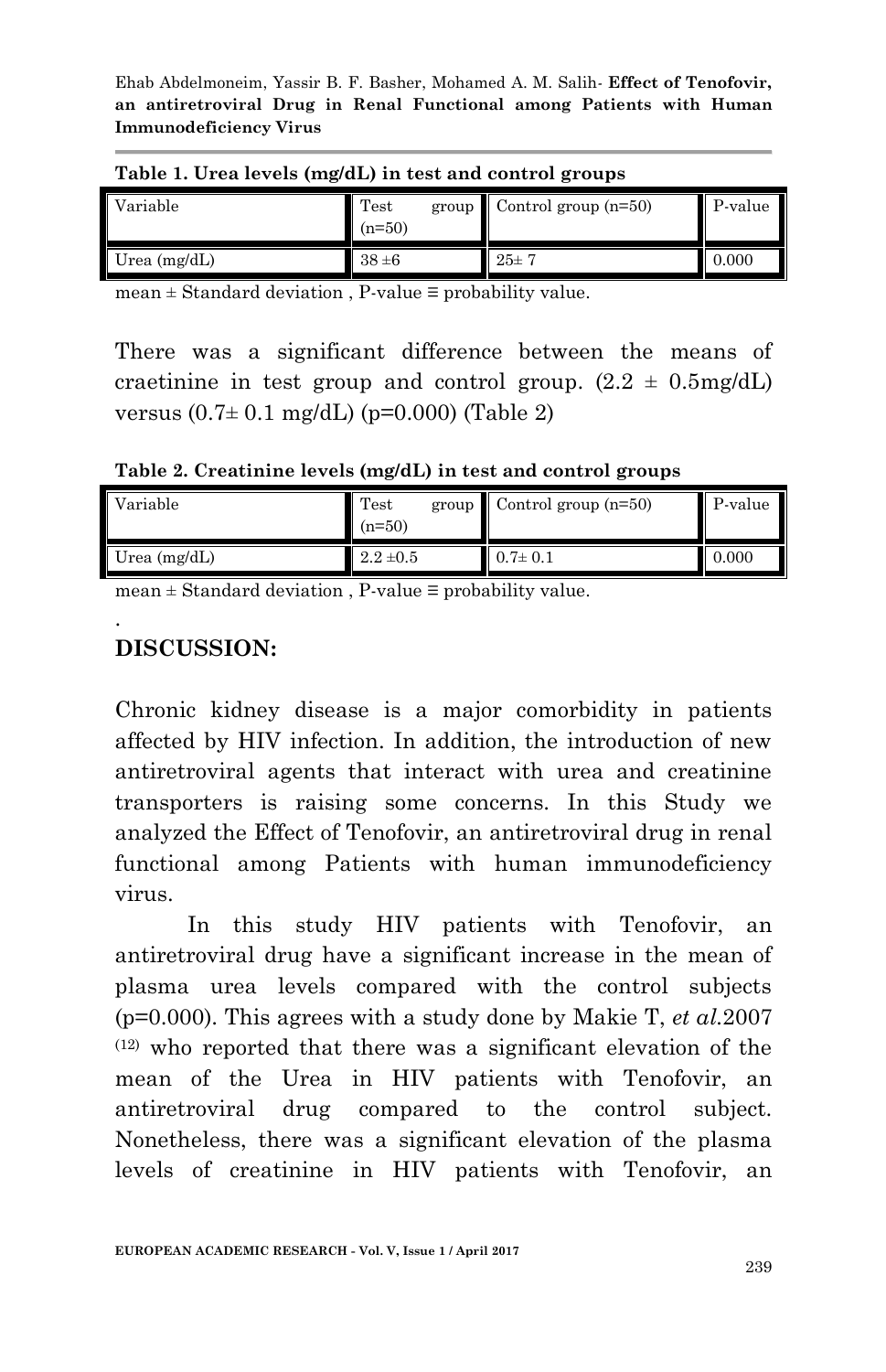**Table 1. Urea levels (mg/dL) in test and control groups**

| Variable | Test group (n=50) | Control group (n=50) | P-value |
|---|---|---|---|
| Urea (mg/dL) | 38 ±6 | 25± 7 | 0.000 |

mean ± Standard deviation , P-value ≡ probability value.

There was a significant difference between the means of craetinine in test group and control group. (2.2 ± 0.5mg/dL) versus (0.7± 0.1 mg/dL) (p=0.000) (Table 2)

**Table 2. Creatinine levels (mg/dL) in test and control groups**

| Variable | Test group (n=50) | Control group (n=50) | P-value |
|---|---|---|---|
| Urea (mg/dL) | 2.2 ±0.5 | 0.7± 0.1 | 0.000 |

mean ± Standard deviation , P-value ≡ probability value.

.

## DISCUSSION:

Chronic kidney disease is a major comorbidity in patients affected by HIV infection. In addition, the introduction of new antiretroviral agents that interact with urea and creatinine transporters is raising some concerns. In this Study we analyzed the Effect of Tenofovir, an antiretroviral drug in renal functional among Patients with human immunodeficiency virus.

In this study HIV patients with Tenofovir, an antiretroviral drug have a significant increase in the mean of plasma urea levels compared with the control subjects (p=0.000). This agrees with a study done by Makie T, *et al.*2007 [(12)] who reported that there was a significant elevation of the mean of the Urea in HIV patients with Tenofovir, an antiretroviral drug compared to the control subject. Nonetheless, there was a significant elevation of the plasma levels of creatinine in HIV patients with Tenofovir, an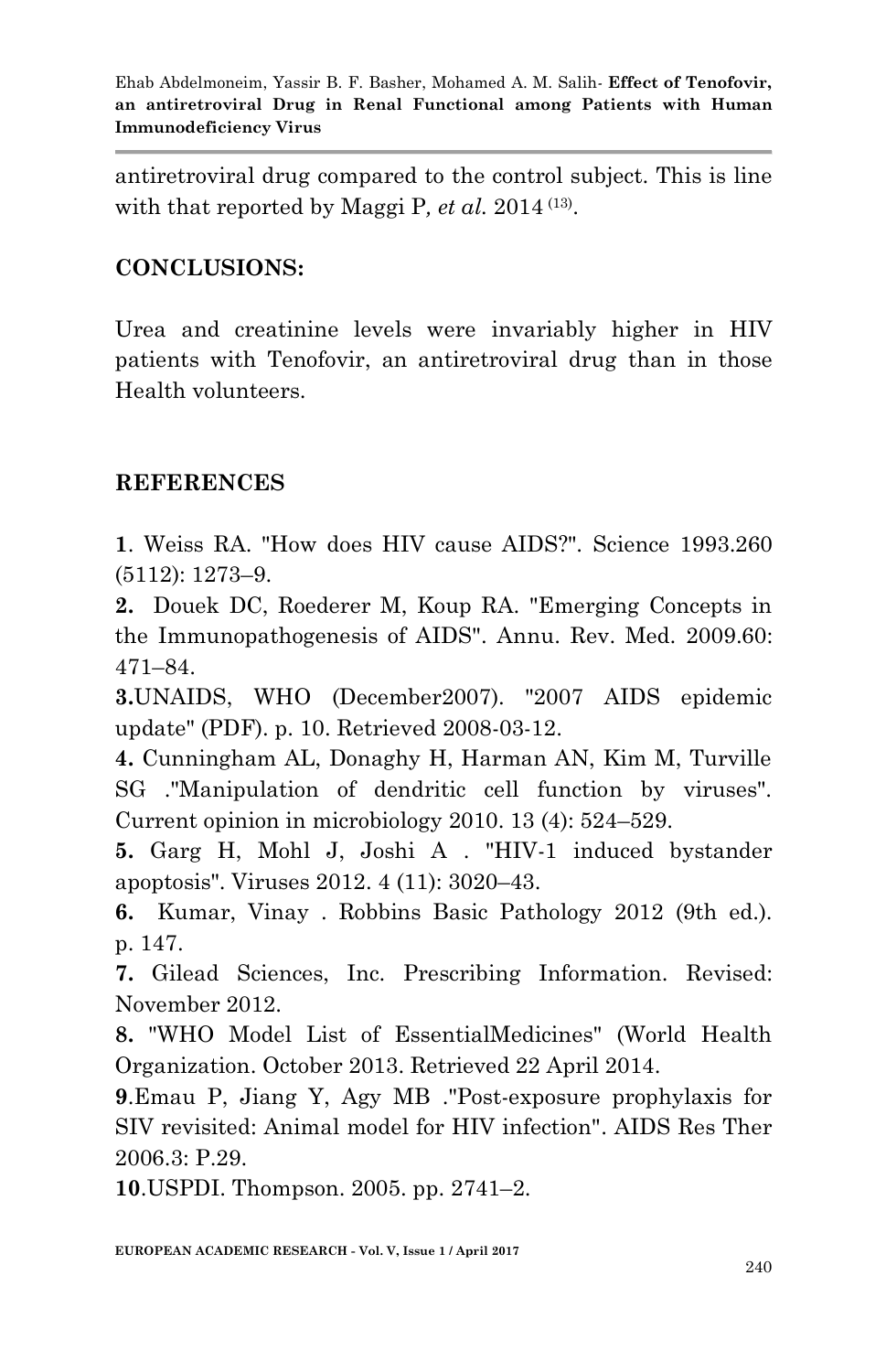antiretroviral drug compared to the control subject. This is line with that reported by Maggi P*, et al.* 2014 [13].

## CONCLUSIONS:

Urea and creatinine levels were invariably higher in HIV patients with Tenofovir, an antiretroviral drug than in those Health volunteers.

## REFERENCES

**1**. Weiss RA. "How does HIV cause AIDS?". Science 1993.260 (5112): 1273–9.

**2.** Douek DC, Roederer M, Koup RA. "Emerging Concepts in the Immunopathogenesis of AIDS". Annu. Rev. Med. 2009.60: 471–84.

**3.**UNAIDS, WHO (December2007). "2007 AIDS epidemic update" (PDF). p. 10. Retrieved 2008-03-12.

**4.** Cunningham AL, Donaghy H, Harman AN, Kim M, Turville SG ."Manipulation of dendritic cell function by viruses". Current opinion in microbiology 2010. 13 (4): 524–529.

**5.** Garg H, Mohl J, Joshi A . "HIV-1 induced bystander apoptosis". Viruses 2012. 4 (11): 3020–43.

**6.** Kumar, Vinay . Robbins Basic Pathology 2012 (9th ed.). p. 147.

**7.** Gilead Sciences, Inc. Prescribing Information. Revised: November 2012.

**8.** "WHO Model List of EssentialMedicines" (World Health Organization. October 2013. Retrieved 22 April 2014.

**9**.Emau P, Jiang Y, Agy MB ."Post-exposure prophylaxis for SIV revisited: Animal model for HIV infection". AIDS Res Ther 2006.3: P.29.

**10**.USPDI. Thompson. 2005. pp. 2741–2.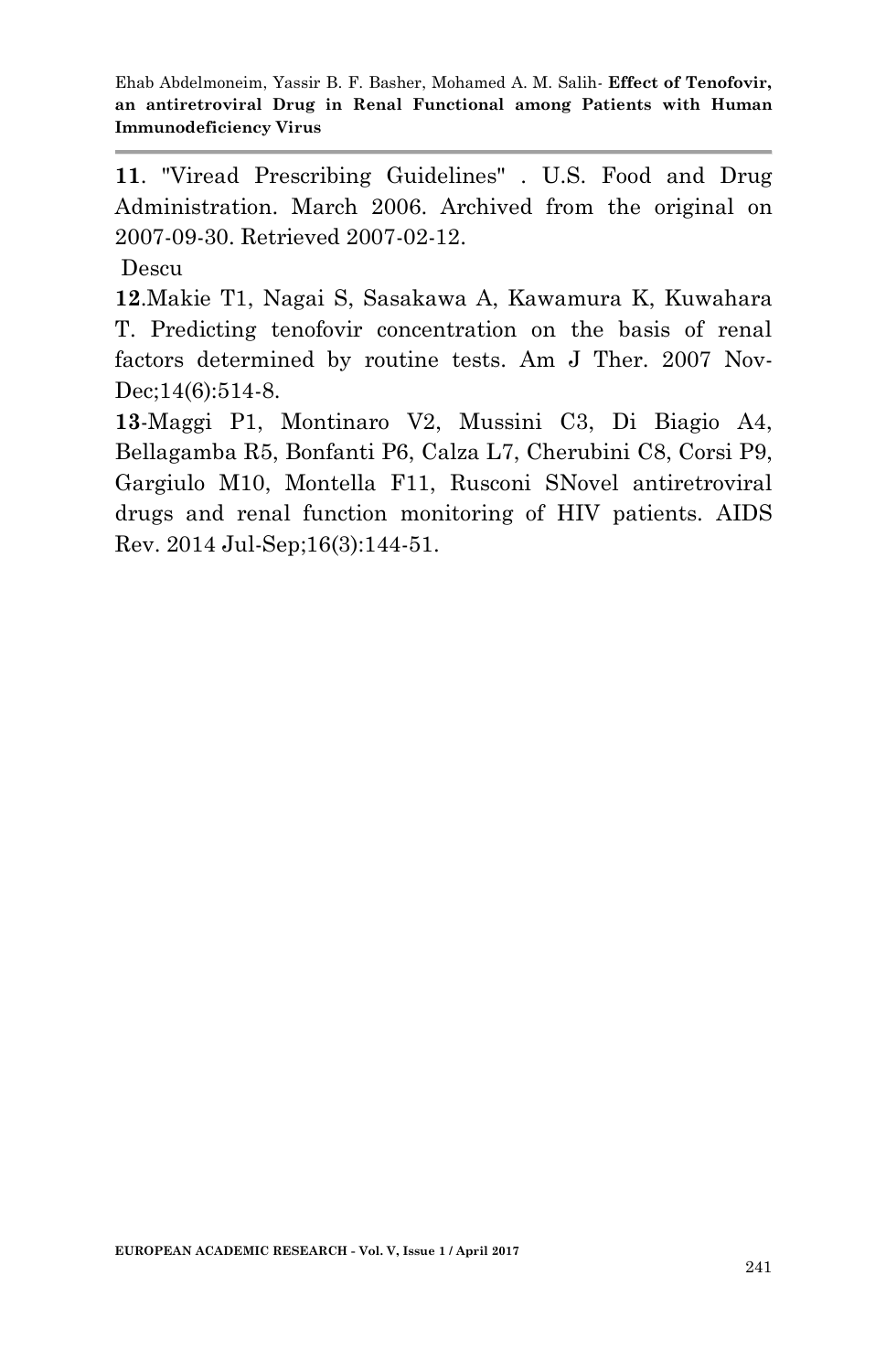**11**. "Viread Prescribing Guidelines" . U.S. Food and Drug Administration. March 2006. Archived from the original on 2007-09-30. Retrieved 2007-02-12.

Descu

**12**.Makie T1, Nagai S, Sasakawa A, Kawamura K, Kuwahara T. Predicting tenofovir concentration on the basis of renal factors determined by routine tests. Am J Ther. 2007 Nov-Dec;14(6):514-8.

**13**-Maggi P1, Montinaro V2, Mussini C3, Di Biagio A4, Bellagamba R5, Bonfanti P6, Calza L7, Cherubini C8, Corsi P9, Gargiulo M10, Montella F11, Rusconi SNovel antiretroviral drugs and renal function monitoring of HIV patients. AIDS Rev. 2014 Jul-Sep;16(3):144-51.